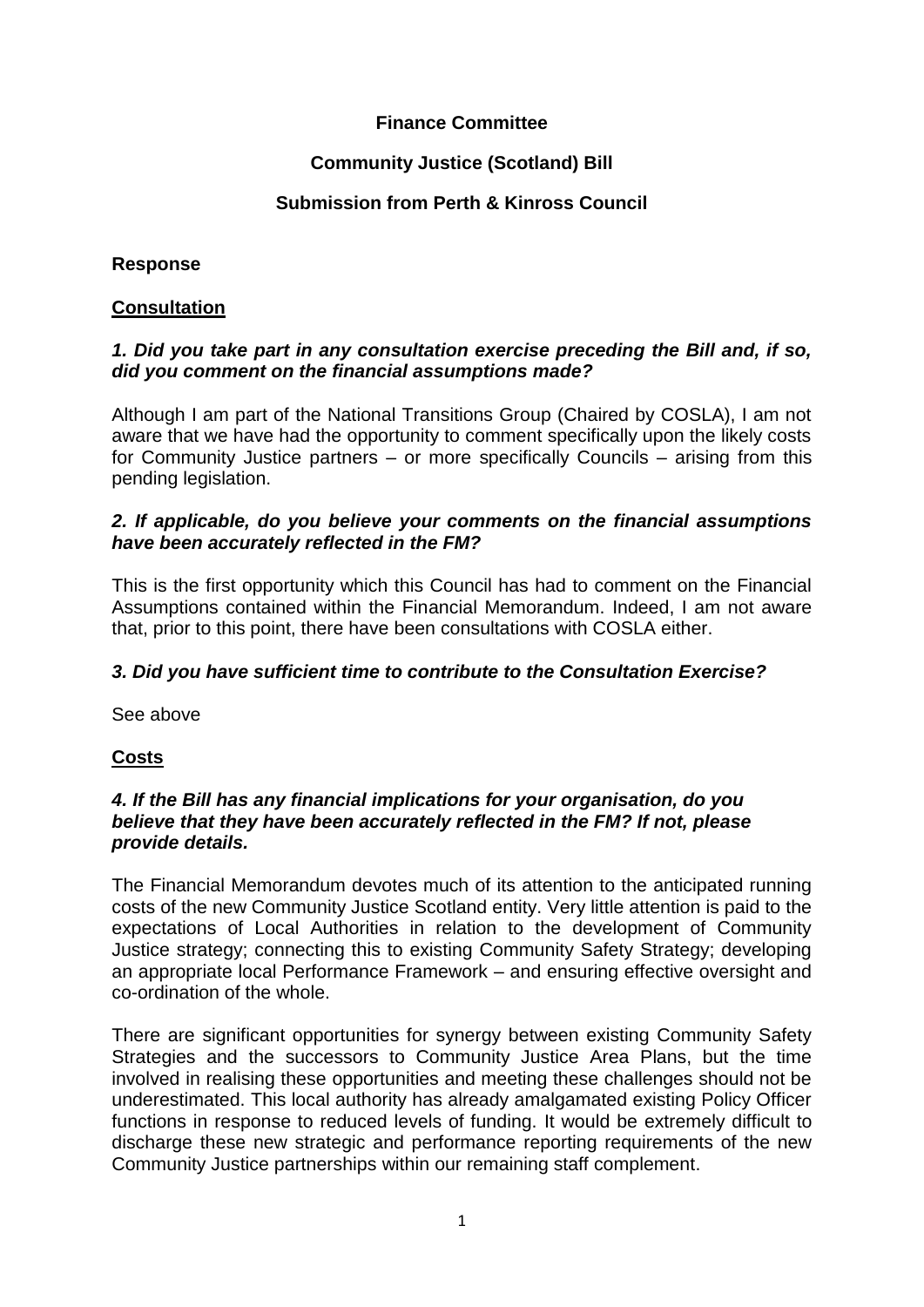**Finance Committee**

**Community Justice (Scotland) Bill**

**Submission from Perth & Kinross Council**

**Response**

**Consultation**

***1. Did you take part in any consultation exercise preceding the Bill and, if so, did you comment on the financial assumptions made?***

Although I am part of the National Transitions Group (Chaired by COSLA), I am not aware that we have had the opportunity to comment specifically upon the likely costs for Community Justice partners – or more specifically Councils – arising from this pending legislation.

***2. If applicable, do you believe your comments on the financial assumptions have been accurately reflected in the FM?***

This is the first opportunity which this Council has had to comment on the Financial Assumptions contained within the Financial Memorandum. Indeed, I am not aware that, prior to this point, there have been consultations with COSLA either.

***3. Did you have sufficient time to contribute to the Consultation Exercise?***

See above

**Costs**

***4. If the Bill has any financial implications for your organisation, do you believe that they have been accurately reflected in the FM? If not, please provide details.***

The Financial Memorandum devotes much of its attention to the anticipated running costs of the new Community Justice Scotland entity. Very little attention is paid to the expectations of Local Authorities in relation to the development of Community Justice strategy; connecting this to existing Community Safety Strategy; developing an appropriate local Performance Framework – and ensuring effective oversight and co-ordination of the whole.

There are significant opportunities for synergy between existing Community Safety Strategies and the successors to Community Justice Area Plans, but the time involved in realising these opportunities and meeting these challenges should not be underestimated. This local authority has already amalgamated existing Policy Officer functions in response to reduced levels of funding. It would be extremely difficult to discharge these new strategic and performance reporting requirements of the new Community Justice partnerships within our remaining staff complement.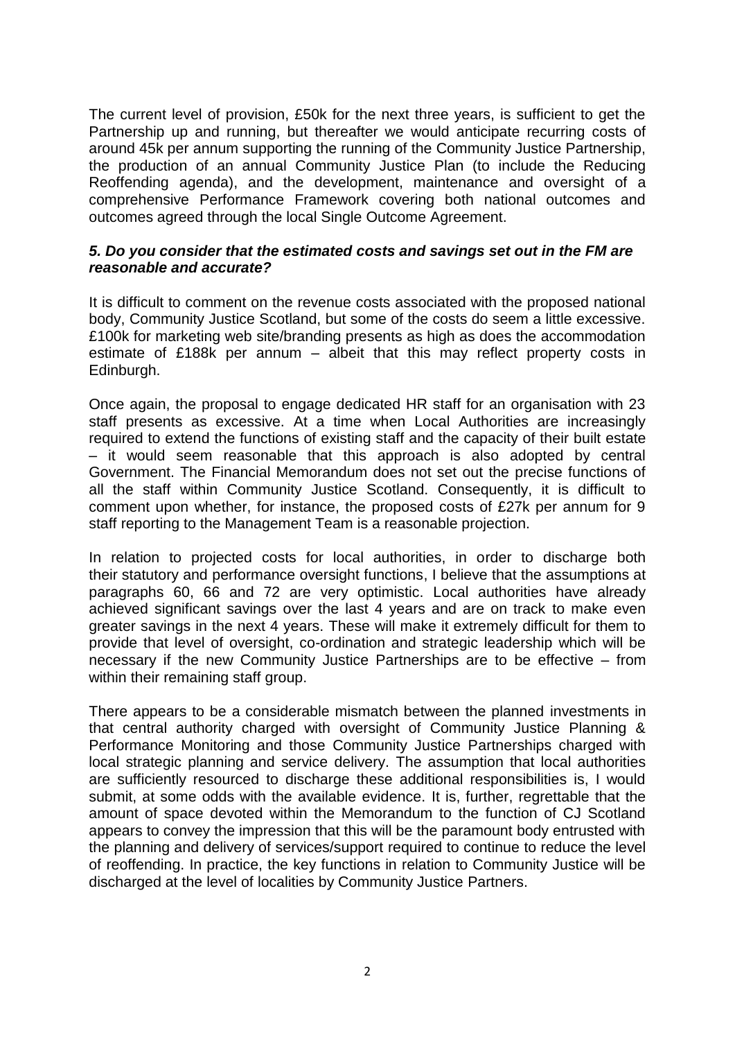The current level of provision, £50k for the next three years, is sufficient to get the Partnership up and running, but thereafter we would anticipate recurring costs of around 45k per annum supporting the running of the Community Justice Partnership, the production of an annual Community Justice Plan (to include the Reducing Reoffending agenda), and the development, maintenance and oversight of a comprehensive Performance Framework covering both national outcomes and outcomes agreed through the local Single Outcome Agreement.

***5. Do you consider that the estimated costs and savings set out in the FM are reasonable and accurate?***

It is difficult to comment on the revenue costs associated with the proposed national body, Community Justice Scotland, but some of the costs do seem a little excessive. £100k for marketing web site/branding presents as high as does the accommodation estimate of £188k per annum – albeit that this may reflect property costs in Edinburgh.

Once again, the proposal to engage dedicated HR staff for an organisation with 23 staff presents as excessive. At a time when Local Authorities are increasingly required to extend the functions of existing staff and the capacity of their built estate – it would seem reasonable that this approach is also adopted by central Government. The Financial Memorandum does not set out the precise functions of all the staff within Community Justice Scotland. Consequently, it is difficult to comment upon whether, for instance, the proposed costs of £27k per annum for 9 staff reporting to the Management Team is a reasonable projection.

In relation to projected costs for local authorities, in order to discharge both their statutory and performance oversight functions, I believe that the assumptions at paragraphs 60, 66 and 72 are very optimistic. Local authorities have already achieved significant savings over the last 4 years and are on track to make even greater savings in the next 4 years. These will make it extremely difficult for them to provide that level of oversight, co-ordination and strategic leadership which will be necessary if the new Community Justice Partnerships are to be effective – from within their remaining staff group.

There appears to be a considerable mismatch between the planned investments in that central authority charged with oversight of Community Justice Planning & Performance Monitoring and those Community Justice Partnerships charged with local strategic planning and service delivery. The assumption that local authorities are sufficiently resourced to discharge these additional responsibilities is, I would submit, at some odds with the available evidence. It is, further, regrettable that the amount of space devoted within the Memorandum to the function of CJ Scotland appears to convey the impression that this will be the paramount body entrusted with the planning and delivery of services/support required to continue to reduce the level of reoffending. In practice, the key functions in relation to Community Justice will be discharged at the level of localities by Community Justice Partners.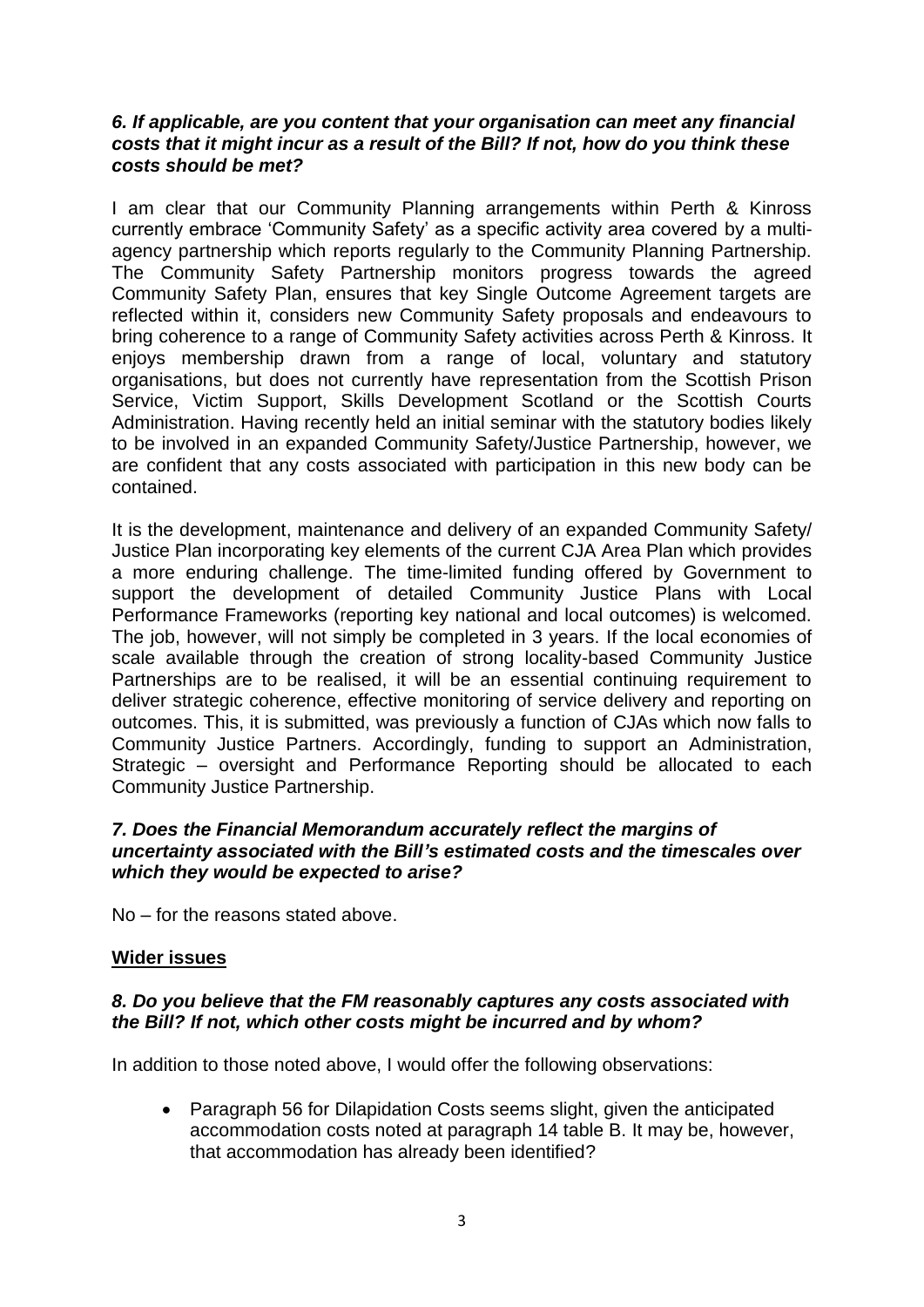***6. If applicable, are you content that your organisation can meet any financial costs that it might incur as a result of the Bill? If not, how do you think these costs should be met?***

I am clear that our Community Planning arrangements within Perth & Kinross currently embrace 'Community Safety' as a specific activity area covered by a multi-agency partnership which reports regularly to the Community Planning Partnership. The Community Safety Partnership monitors progress towards the agreed Community Safety Plan, ensures that key Single Outcome Agreement targets are reflected within it, considers new Community Safety proposals and endeavours to bring coherence to a range of Community Safety activities across Perth & Kinross. It enjoys membership drawn from a range of local, voluntary and statutory organisations, but does not currently have representation from the Scottish Prison Service, Victim Support, Skills Development Scotland or the Scottish Courts Administration. Having recently held an initial seminar with the statutory bodies likely to be involved in an expanded Community Safety/Justice Partnership, however, we are confident that any costs associated with participation in this new body can be contained.

It is the development, maintenance and delivery of an expanded Community Safety/ Justice Plan incorporating key elements of the current CJA Area Plan which provides a more enduring challenge. The time-limited funding offered by Government to support the development of detailed Community Justice Plans with Local Performance Frameworks (reporting key national and local outcomes) is welcomed. The job, however, will not simply be completed in 3 years. If the local economies of scale available through the creation of strong locality-based Community Justice Partnerships are to be realised, it will be an essential continuing requirement to deliver strategic coherence, effective monitoring of service delivery and reporting on outcomes. This, it is submitted, was previously a function of CJAs which now falls to Community Justice Partners. Accordingly, funding to support an Administration, Strategic – oversight and Performance Reporting should be allocated to each Community Justice Partnership.

***7. Does the Financial Memorandum accurately reflect the margins of uncertainty associated with the Bill's estimated costs and the timescales over which they would be expected to arise?***

No – for the reasons stated above.

**Wider issues**

***8. Do you believe that the FM reasonably captures any costs associated with the Bill? If not, which other costs might be incurred and by whom?***

In addition to those noted above, I would offer the following observations:

- Paragraph 56 for Dilapidation Costs seems slight, given the anticipated accommodation costs noted at paragraph 14 table B. It may be, however, that accommodation has already been identified?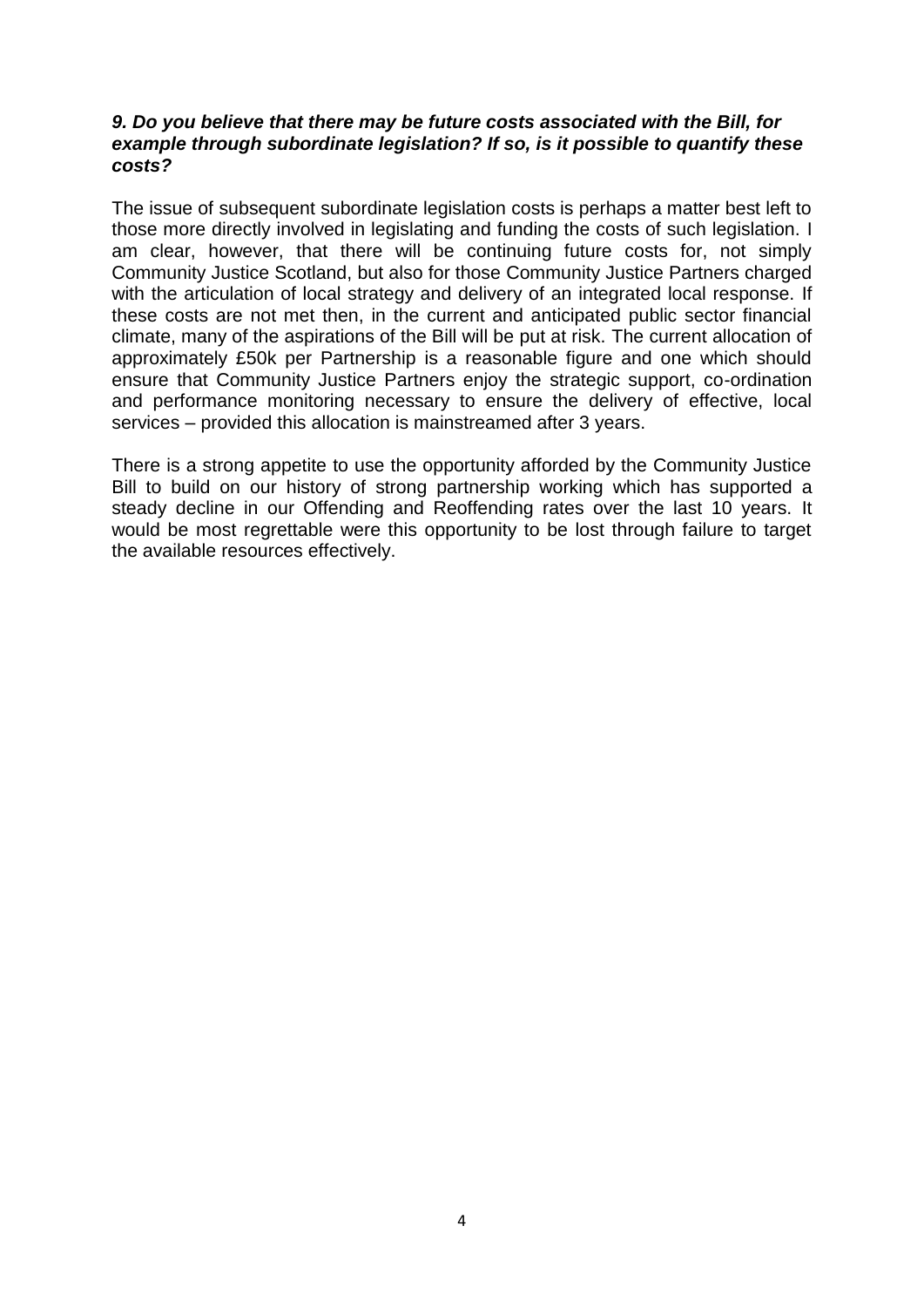***9. Do you believe that there may be future costs associated with the Bill, for example through subordinate legislation? If so, is it possible to quantify these costs?***

The issue of subsequent subordinate legislation costs is perhaps a matter best left to those more directly involved in legislating and funding the costs of such legislation. I am clear, however, that there will be continuing future costs for, not simply Community Justice Scotland, but also for those Community Justice Partners charged with the articulation of local strategy and delivery of an integrated local response. If these costs are not met then, in the current and anticipated public sector financial climate, many of the aspirations of the Bill will be put at risk. The current allocation of approximately £50k per Partnership is a reasonable figure and one which should ensure that Community Justice Partners enjoy the strategic support, co-ordination and performance monitoring necessary to ensure the delivery of effective, local services – provided this allocation is mainstreamed after 3 years.

There is a strong appetite to use the opportunity afforded by the Community Justice Bill to build on our history of strong partnership working which has supported a steady decline in our Offending and Reoffending rates over the last 10 years. It would be most regrettable were this opportunity to be lost through failure to target the available resources effectively.